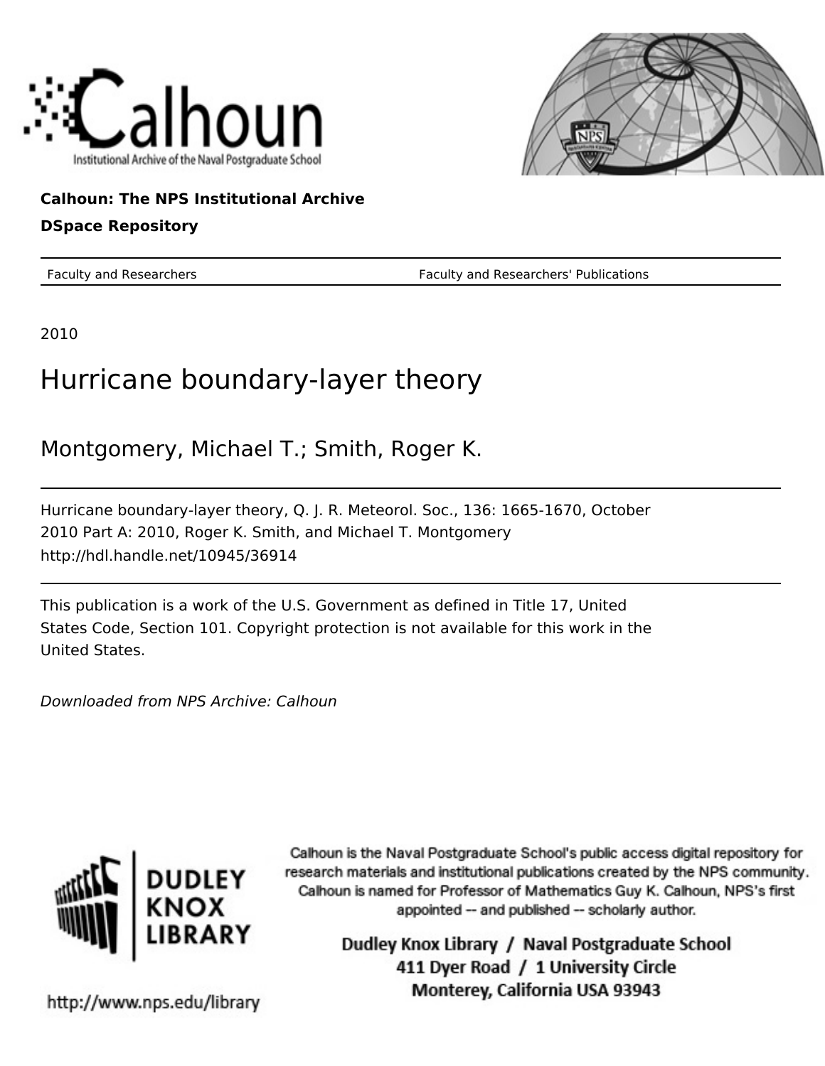Calhoun: The NPS Institutional Archive

DSpace Repository

Faculty and Researchers — Faculty and Researchers' Publications

2010

# Hurricane boundary-layer theory

Montgomery, Michael T.; Smith, Roger K.

Hurricane boundary-layer theory, Q. J. R. Meteorol. Soc., 136: 1665-1670, October 2010 Part A: 2010, Roger K. Smith, and Michael T. Montgomery
http://hdl.handle.net/10945/36914

This publication is a work of the U.S. Government as defined in Title 17, United States Code, Section 101. Copyright protection is not available for this work in the United States.

*Downloaded from NPS Archive: Calhoun*

Calhoun is the Naval Postgraduate School's public access digital repository for research materials and institutional publications created by the NPS community. Calhoun is named for Professor of Mathematics Guy K. Calhoun, NPS's first appointed -- and published -- scholarly author.

Dudley Knox Library / Naval Postgraduate School
411 Dyer Road / 1 University Circle
Monterey, California USA 93943

http://www.nps.edu/library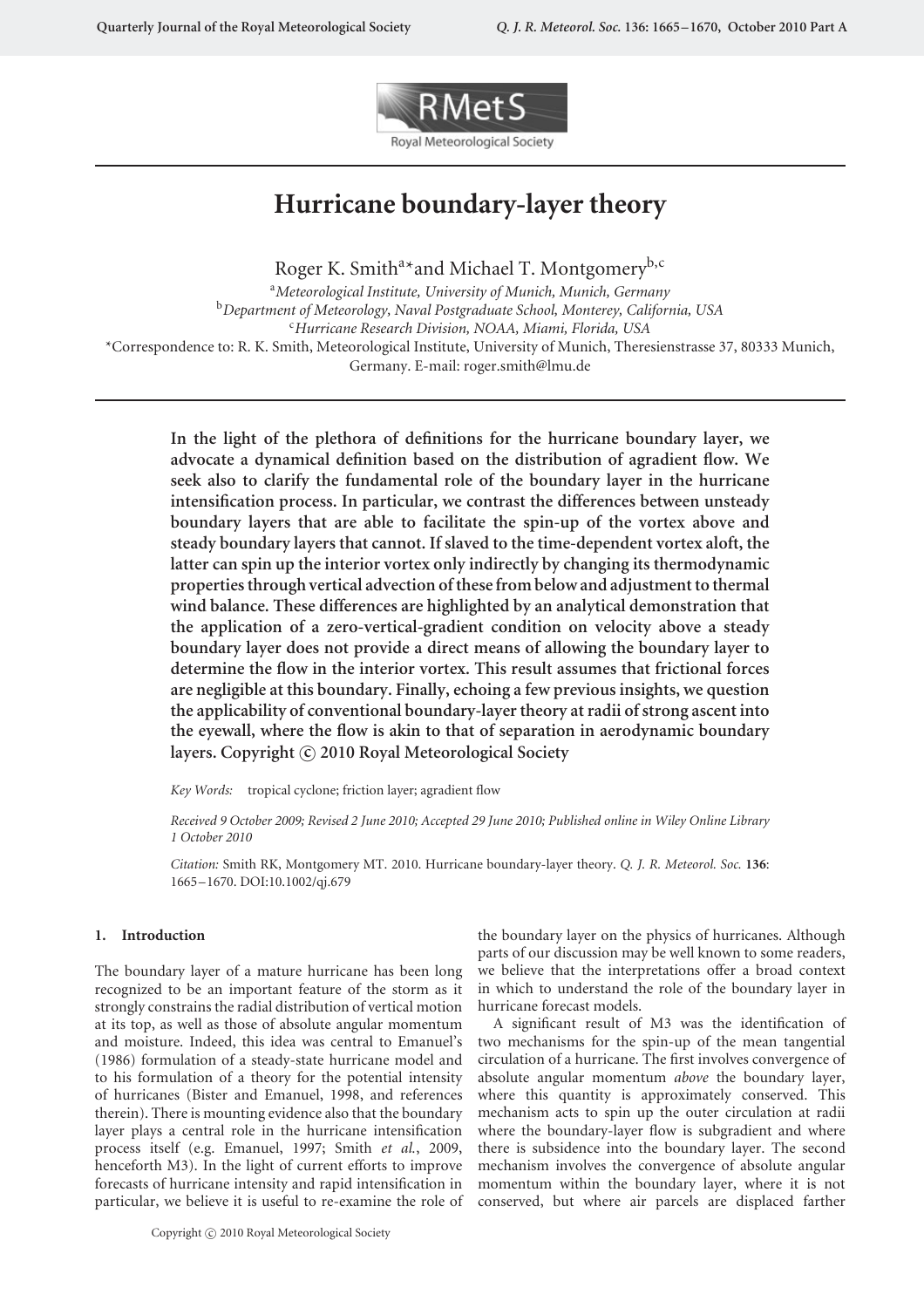# Hurricane boundary-layer theory

Roger K. Smith[a*] and Michael T. Montgomery[b,c]

[a] *Meteorological Institute, University of Munich, Munich, Germany*
[b] *Department of Meteorology, Naval Postgraduate School, Monterey, California, USA*
[c] *Hurricane Research Division, NOAA, Miami, Florida, USA*

*Correspondence to: R. K. Smith, Meteorological Institute, University of Munich, Theresienstrasse 37, 80333 Munich, Germany. E-mail: roger.smith@lmu.de

**In the light of the plethora of definitions for the hurricane boundary layer, we advocate a dynamical definition based on the distribution of agradient flow. We seek also to clarify the fundamental role of the boundary layer in the hurricane intensification process. In particular, we contrast the differences between unsteady boundary layers that are able to facilitate the spin-up of the vortex above and steady boundary layers that cannot. If slaved to the time-dependent vortex aloft, the latter can spin up the interior vortex only indirectly by changing its thermodynamic properties through vertical advection of these from below and adjustment to thermal wind balance. These differences are highlighted by an analytical demonstration that the application of a zero-vertical-gradient condition on velocity above a steady boundary layer does not provide a direct means of allowing the boundary layer to determine the flow in the interior vortex. This result assumes that frictional forces are negligible at this boundary. Finally, echoing a few previous insights, we question the applicability of conventional boundary-layer theory at radii of strong ascent into the eyewall, where the flow is akin to that of separation in aerodynamic boundary layers. Copyright © 2010 Royal Meteorological Society**

*Key Words:* tropical cyclone; friction layer; agradient flow

*Received 9 October 2009; Revised 2 June 2010; Accepted 29 June 2010; Published online in Wiley Online Library 1 October 2010*

*Citation:* Smith RK, Montgomery MT. 2010. Hurricane boundary-layer theory. *Q. J. R. Meteorol. Soc.* **136**: 1665–1670. DOI:10.1002/qj.679

## 1. Introduction

The boundary layer of a mature hurricane has been long recognized to be an important feature of the storm as it strongly constrains the radial distribution of vertical motion at its top, as well as those of absolute angular momentum and moisture. Indeed, this idea was central to Emanuel's (1986) formulation of a steady-state hurricane model and to his formulation of a theory for the potential intensity of hurricanes (Bister and Emanuel, 1998, and references therein). There is mounting evidence also that the boundary layer plays a central role in the hurricane intensification process itself (e.g. Emanuel, 1997; Smith *et al.*, 2009, henceforth M3). In the light of current efforts to improve forecasts of hurricane intensity and rapid intensification in particular, we believe it is useful to re-examine the role of the boundary layer on the physics of hurricanes. Although parts of our discussion may be well known to some readers, we believe that the interpretations offer a broad context in which to understand the role of the boundary layer in hurricane forecast models.

A significant result of M3 was the identification of two mechanisms for the spin-up of the mean tangential circulation of a hurricane. The first involves convergence of absolute angular momentum *above* the boundary layer, where this quantity is approximately conserved. This mechanism acts to spin up the outer circulation at radii where the boundary-layer flow is subgradient and where there is subsidence into the boundary layer. The second mechanism involves the convergence of absolute angular momentum within the boundary layer, where it is not conserved, but where air parcels are displaced farther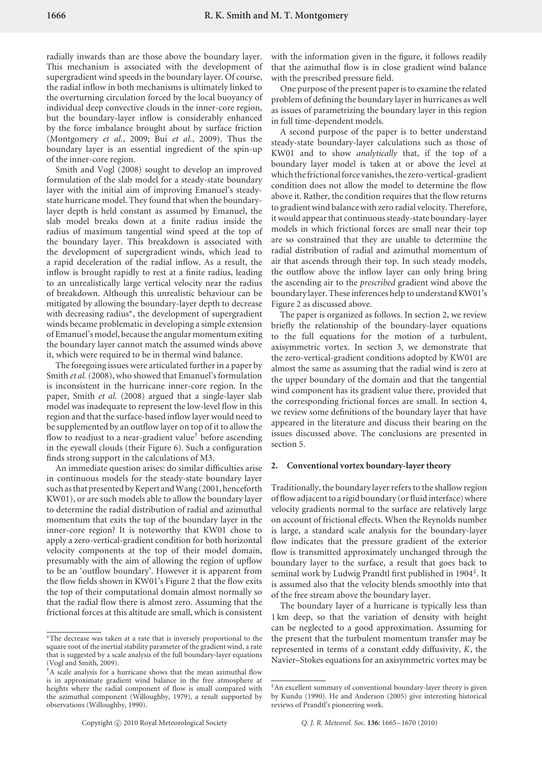radially inwards than are those above the boundary layer. This mechanism is associated with the development of supergradient wind speeds in the boundary layer. Of course, the radial inflow in both mechanisms is ultimately linked to the overturning circulation forced by the local buoyancy of individual deep convective clouds in the inner-core region, but the boundary-layer inflow is considerably enhanced by the force imbalance brought about by surface friction (Montgomery *et al.*, 2009; Bui *et al.*, 2009). Thus the boundary layer is an essential ingredient of the spin-up of the inner-core region.

Smith and Vogl (2008) sought to develop an improved formulation of the slab model for a steady-state boundary layer with the initial aim of improving Emanuel's steady-state hurricane model. They found that when the boundary-layer depth is held constant as assumed by Emanuel, the slab model breaks down at a finite radius inside the radius of maximum tangential wind speed at the top of the boundary layer. This breakdown is associated with the development of supergradient winds, which lead to a rapid deceleration of the radial inflow. As a result, the inflow is brought rapidly to rest at a finite radius, leading to an unrealistically large vertical velocity near the radius of breakdown. Although this unrealistic behaviour can be mitigated by allowing the boundary-layer depth to decrease with decreasing radius*, the development of supergradient winds became problematic in developing a simple extension of Emanuel's model, because the angular momentum exiting the boundary layer cannot match the assumed winds above it, which were required to be in thermal wind balance.

The foregoing issues were articulated further in a paper by Smith *et al.* (2008), who showed that Emanuel's formulation is inconsistent in the hurricane inner-core region. In the paper, Smith *et al.* (2008) argued that a single-layer slab model was inadequate to represent the low-level flow in this region and that the surface-based inflow layer would need to be supplemented by an outflow layer on top of it to allow the flow to readjust to a near-gradient value† before ascending in the eyewall clouds (their Figure 6). Such a configuration finds strong support in the calculations of M3.

An immediate question arises: do similar difficulties arise in continuous models for the steady-state boundary layer such as that presented by Kepert and Wang (2001, henceforth KW01), or are such models able to allow the boundary layer to determine the radial distribution of radial and azimuthal momentum that exits the top of the boundary layer in the inner-core region? It is noteworthy that KW01 chose to apply a zero-vertical-gradient condition for both horizontal velocity components at the top of their model domain, presumably with the aim of allowing the region of upflow to be an 'outflow boundary'. However it is apparent from the flow fields shown in KW01's Figure 2 that the flow exits the top of their computational domain almost normally so that the radial flow there is almost zero. Assuming that the frictional forces at this altitude are small, which is consistent with the information given in the figure, it follows readily that the azimuthal flow is in close gradient wind balance with the prescribed pressure field.

One purpose of the present paper is to examine the related problem of defining the boundary layer in hurricanes as well as issues of parametrizing the boundary layer in this region in full time-dependent models.

A second purpose of the paper is to better understand steady-state boundary-layer calculations such as those of KW01 and to show *analytically* that, if the top of a boundary layer model is taken at or above the level at which the frictional force vanishes, the zero-vertical-gradient condition does not allow the model to determine the flow above it. Rather, the condition requires that the flow returns to gradient wind balance with zero radial velocity. Therefore, it would appear that continuous steady-state boundary-layer models in which frictional forces are small near their top are so constrained that they are unable to determine the radial distribution of radial and azimuthal momentum of air that ascends through their top. In such steady models, the outflow above the inflow layer can only bring bring the ascending air to the *prescribed* gradient wind above the boundary layer. These inferences help to understand KW01's Figure 2 as discussed above.

The paper is organized as follows. In section 2, we review briefly the relationship of the boundary-layer equations to the full equations for the motion of a turbulent, axisymmetric vortex. In section 3, we demonstrate that the zero-vertical-gradient conditions adopted by KW01 are almost the same as assuming that the radial wind is zero at the upper boundary of the domain and that the tangential wind component has its gradient value there, provided that the corresponding frictional forces are small. In section 4, we review some definitions of the boundary layer that have appeared in the literature and discuss their bearing on the issues discussed above. The conclusions are presented in section 5.

## 2. Conventional vortex boundary-layer theory

Traditionally, the boundary layer refers to the shallow region of flow adjacent to a rigid boundary (or fluid interface) where velocity gradients normal to the surface are relatively large on account of frictional effects. When the Reynolds number is large, a standard scale analysis for the boundary-layer flow indicates that the pressure gradient of the exterior flow is transmitted approximately unchanged through the boundary layer to the surface, a result that goes back to seminal work by Ludwig Prandtl first published in 1904‡. It is assumed also that the velocity blends smoothly into that of the free stream above the boundary layer.

The boundary layer of a hurricane is typically less than 1 km deep, so that the variation of density with height can be neglected to a good approximation. Assuming for the present that the turbulent momentum transfer may be represented in terms of a constant eddy diffusivity, $K$, the Navier–Stokes equations for an axisymmetric vortex may be

---

*The decrease was taken at a rate that is inversely proportional to the square root of the inertial stability parameter of the gradient wind, a rate that is suggested by a scale analysis of the full boundary-layer equations (Vogl and Smith, 2009).

†A scale analysis for a hurricane shows that the mean azimuthal flow is in approximate gradient wind balance in the free atmosphere at heights where the radial component of flow is small compared with the azimuthal component (Willoughby, 1979), a result supported by observations (Willoughby, 1990).

‡An excellent summary of conventional boundary-layer theory is given by Kundu (1990). He and Anderson (2005) give interesting historical reviews of Prandtl's pioneering work.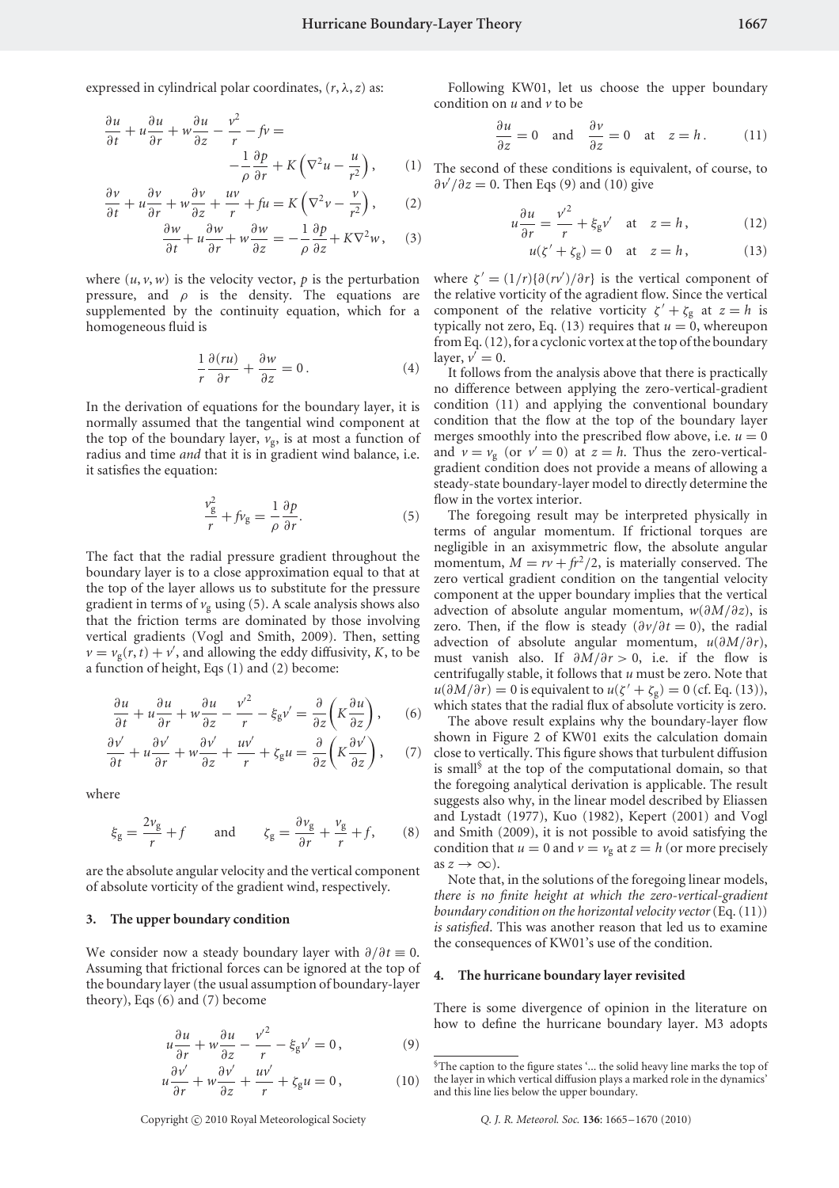expressed in cylindrical polar coordinates, $(r, \lambda, z)$ as:

$$\frac{\partial u}{\partial t} + u\frac{\partial u}{\partial r} + w\frac{\partial u}{\partial z} - \frac{v^2}{r} - fv = -\frac{1}{\rho}\frac{\partial p}{\partial r} + K\left(\nabla^2 u - \frac{u}{r^2}\right), \quad (1)$$

$$\frac{\partial v}{\partial t} + u\frac{\partial v}{\partial r} + w\frac{\partial v}{\partial z} + \frac{uv}{r} + fu = K\left(\nabla^2 v - \frac{v}{r^2}\right), \quad (2)$$

$$\frac{\partial w}{\partial t} + u\frac{\partial w}{\partial r} + w\frac{\partial w}{\partial z} = -\frac{1}{\rho}\frac{\partial p}{\partial z} + K\nabla^2 w, \quad (3)$$

where $(u, v, w)$ is the velocity vector, $p$ is the perturbation pressure, and $\rho$ is the density. The equations are supplemented by the continuity equation, which for a homogeneous fluid is

$$\frac{1}{r}\frac{\partial (ru)}{\partial r} + \frac{\partial w}{\partial z} = 0. \quad (4)$$

In the derivation of equations for the boundary layer, it is normally assumed that the tangential wind component at the top of the boundary layer, $v_g$, is at most a function of radius and time *and* that it is in gradient wind balance, i.e. it satisfies the equation:

$$\frac{v_g^2}{r} + fv_g = \frac{1}{\rho}\frac{\partial p}{\partial r}. \quad (5)$$

The fact that the radial pressure gradient throughout the boundary layer is to a close approximation equal to that at the top of the layer allows us to substitute for the pressure gradient in terms of $v_g$ using (5). A scale analysis shows also that the friction terms are dominated by those involving vertical gradients (Vogl and Smith, 2009). Then, setting $v = v_g(r, t) + v'$, and allowing the eddy diffusivity, $K$, to be a function of height, Eqs (1) and (2) become:

$$\frac{\partial u}{\partial t} + u\frac{\partial u}{\partial r} + w\frac{\partial u}{\partial z} - \frac{v'^2}{r} - \xi_g v' = \frac{\partial}{\partial z}\left(K\frac{\partial u}{\partial z}\right), \quad (6)$$

$$\frac{\partial v'}{\partial t} + u\frac{\partial v'}{\partial r} + w\frac{\partial v'}{\partial z} + \frac{uv'}{r} + \zeta_g u = \frac{\partial}{\partial z}\left(K\frac{\partial v'}{\partial z}\right), \quad (7)$$

where

$$\xi_g = \frac{2v_g}{r} + f \qquad \text{and} \qquad \zeta_g = \frac{\partial v_g}{\partial r} + \frac{v_g}{r} + f, \quad (8)$$

are the absolute angular velocity and the vertical component of absolute vorticity of the gradient wind, respectively.

### 3. The upper boundary condition

We consider now a steady boundary layer with $\partial/\partial t \equiv 0$. Assuming that frictional forces can be ignored at the top of the boundary layer (the usual assumption of boundary-layer theory), Eqs (6) and (7) become

$$u\frac{\partial u}{\partial r} + w\frac{\partial u}{\partial z} - \frac{v'^2}{r} - \xi_g v' = 0, \quad (9)$$

$$u\frac{\partial v'}{\partial r} + w\frac{\partial v'}{\partial z} + \frac{uv'}{r} + \zeta_g u = 0, \quad (10)$$

Following KW01, let us choose the upper boundary condition on $u$ and $v$ to be

$$\frac{\partial u}{\partial z} = 0 \quad \text{and} \quad \frac{\partial v}{\partial z} = 0 \quad \text{at} \quad z = h. \quad (11)$$

The second of these conditions is equivalent, of course, to $\partial v'/\partial z = 0$. Then Eqs (9) and (10) give

$$u\frac{\partial u}{\partial r} = \frac{v'^2}{r} + \xi_g v' \quad \text{at} \quad z = h, \quad (12)$$

$$u(\zeta' + \zeta_g) = 0 \quad \text{at} \quad z = h, \quad (13)$$

where $\zeta' = (1/r)\{\partial(rv')/\partial r\}$ is the vertical component of the relative vorticity of the agradient flow. Since the vertical component of the relative vorticity $\zeta' + \zeta_g$ at $z = h$ is typically not zero, Eq. (13) requires that $u = 0$, whereupon from Eq. (12), for a cyclonic vortex at the top of the boundary layer, $v' = 0$.

It follows from the analysis above that there is practically no difference between applying the zero-vertical-gradient condition (11) and applying the conventional boundary condition that the flow at the top of the boundary layer merges smoothly into the prescribed flow above, i.e. $u = 0$ and $v = v_g$ (or $v' = 0$) at $z = h$. Thus the zero-vertical-gradient condition does not provide a means of allowing a steady-state boundary-layer model to directly determine the flow in the vortex interior.

The foregoing result may be interpreted physically in terms of angular momentum. If frictional torques are negligible in an axisymmetric flow, the absolute angular momentum, $M = rv + fr^2/2$, is materially conserved. The zero vertical gradient condition on the tangential velocity component at the upper boundary implies that the vertical advection of absolute angular momentum, $w(\partial M/\partial z)$, is zero. Then, if the flow is steady ($\partial v/\partial t = 0$), the radial advection of absolute angular momentum, $u(\partial M/\partial r)$, must vanish also. If $\partial M/\partial r > 0$, i.e. if the flow is centrifugally stable, it follows that $u$ must be zero. Note that $u(\partial M/\partial r) = 0$ is equivalent to $u(\zeta' + \zeta_g) = 0$ (cf. Eq. (13)), which states that the radial flux of absolute vorticity is zero.

The above result explains why the boundary-layer flow shown in Figure 2 of KW01 exits the calculation domain close to vertically. This figure shows that turbulent diffusion is small§ at the top of the computational domain, so that the foregoing analytical derivation is applicable. The result suggests also why, in the linear model described by Eliassen and Lystadt (1977), Kuo (1982), Kepert (2001) and Vogl and Smith (2009), it is not possible to avoid satisfying the condition that $u = 0$ and $v = v_g$ at $z = h$ (or more precisely as $z \to \infty$).

Note that, in the solutions of the foregoing linear models, *there is no finite height at which the zero-vertical-gradient boundary condition on the horizontal velocity vector* (Eq. (11)) *is satisfied*. This was another reason that led us to examine the consequences of KW01's use of the condition.

### 4. The hurricane boundary layer revisited

There is some divergence of opinion in the literature on how to define the hurricane boundary layer. M3 adopts

§The caption to the figure states '... the solid heavy line marks the top of the layer in which vertical diffusion plays a marked role in the dynamics' and this line lies below the upper boundary.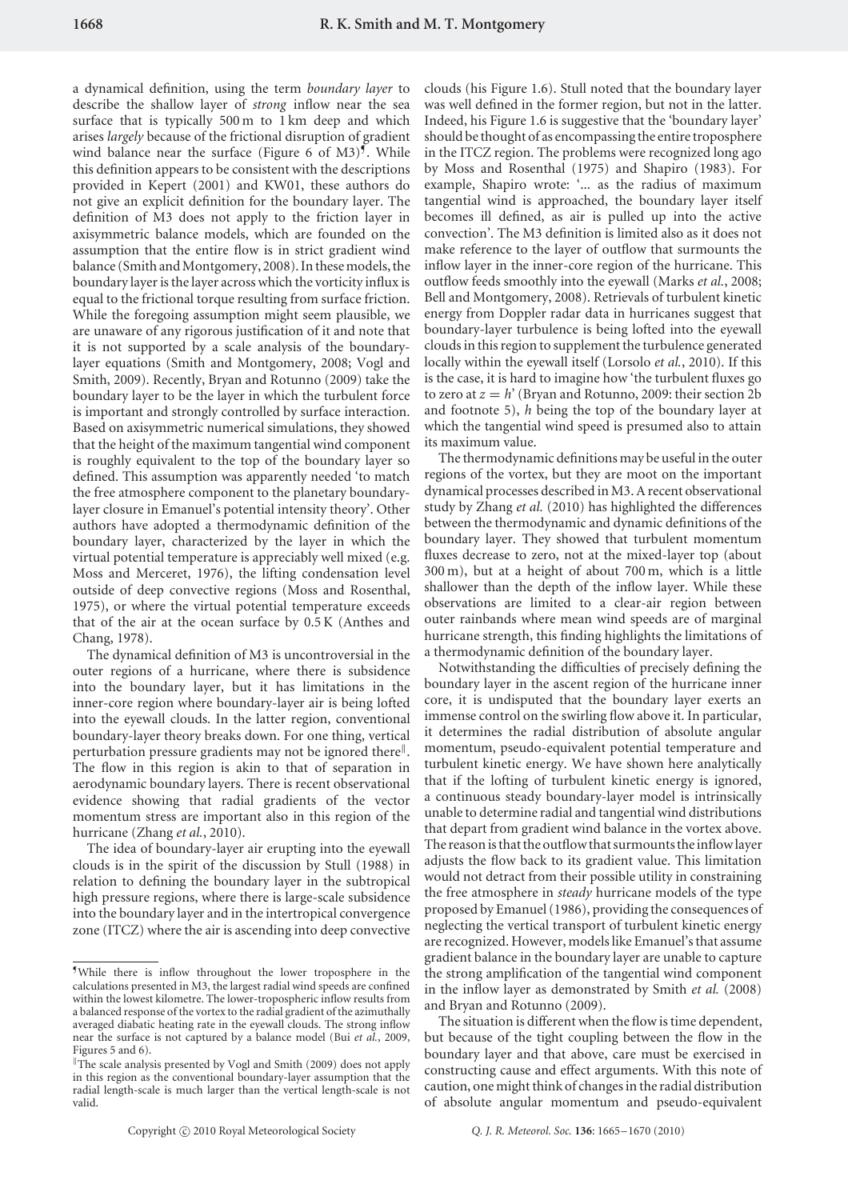a dynamical definition, using the term *boundary layer* to describe the shallow layer of *strong* inflow near the sea surface that is typically 500 m to 1 km deep and which arises *largely* because of the frictional disruption of gradient wind balance near the surface (Figure 6 of M3)[¶]. While this definition appears to be consistent with the descriptions provided in Kepert (2001) and KW01, these authors do not give an explicit definition for the boundary layer. The definition of M3 does not apply to the friction layer in axisymmetric balance models, which are founded on the assumption that the entire flow is in strict gradient wind balance (Smith and Montgomery, 2008). In these models, the boundary layer is the layer across which the vorticity influx is equal to the frictional torque resulting from surface friction. While the foregoing assumption might seem plausible, we are unaware of any rigorous justification of it and note that it is not supported by a scale analysis of the boundary-layer equations (Smith and Montgomery, 2008; Vogl and Smith, 2009). Recently, Bryan and Rotunno (2009) take the boundary layer to be the layer in which the turbulent force is important and strongly controlled by surface interaction. Based on axisymmetric numerical simulations, they showed that the height of the maximum tangential wind component is roughly equivalent to the top of the boundary layer so defined. This assumption was apparently needed 'to match the free atmosphere component to the planetary boundary-layer closure in Emanuel's potential intensity theory'. Other authors have adopted a thermodynamic definition of the boundary layer, characterized by the layer in which the virtual potential temperature is appreciably well mixed (e.g. Moss and Merceret, 1976), the lifting condensation level outside of deep convective regions (Moss and Rosenthal, 1975), or where the virtual potential temperature exceeds that of the air at the ocean surface by 0.5 K (Anthes and Chang, 1978).

The dynamical definition of M3 is uncontroversial in the outer regions of a hurricane, where there is subsidence into the boundary layer, but it has limitations in the inner-core region where boundary-layer air is being lofted into the eyewall clouds. In the latter region, conventional boundary-layer theory breaks down. For one thing, vertical perturbation pressure gradients may not be ignored there[‖]. The flow in this region is akin to that of separation in aerodynamic boundary layers. There is recent observational evidence showing that radial gradients of the vector momentum stress are important also in this region of the hurricane (Zhang *et al.*, 2010).

The idea of boundary-layer air erupting into the eyewall clouds is in the spirit of the discussion by Stull (1988) in relation to defining the boundary layer in the subtropical high pressure regions, where there is large-scale subsidence into the boundary layer and in the intertropical convergence zone (ITCZ) where the air is ascending into deep convective clouds (his Figure 1.6). Stull noted that the boundary layer was well defined in the former region, but not in the latter. Indeed, his Figure 1.6 is suggestive that the 'boundary layer' should be thought of as encompassing the entire troposphere in the ITCZ region. The problems were recognized long ago by Moss and Rosenthal (1975) and Shapiro (1983). For example, Shapiro wrote: '... as the radius of maximum tangential wind is approached, the boundary layer itself becomes ill defined, as air is pulled up into the active convection'. The M3 definition is limited also as it does not make reference to the layer of outflow that surmounts the inflow layer in the inner-core region of the hurricane. This outflow feeds smoothly into the eyewall (Marks *et al.*, 2008; Bell and Montgomery, 2008). Retrievals of turbulent kinetic energy from Doppler radar data in hurricanes suggest that boundary-layer turbulence is being lofted into the eyewall clouds in this region to supplement the turbulence generated locally within the eyewall itself (Lorsolo *et al.*, 2010). If this is the case, it is hard to imagine how 'the turbulent fluxes go to zero at $z = h$' (Bryan and Rotunno, 2009: their section 2b and footnote 5), $h$ being the top of the boundary layer at which the tangential wind speed is presumed also to attain its maximum value.

The thermodynamic definitions may be useful in the outer regions of the vortex, but they are moot on the important dynamical processes described in M3. A recent observational study by Zhang *et al.* (2010) has highlighted the differences between the thermodynamic and dynamic definitions of the boundary layer. They showed that turbulent momentum fluxes decrease to zero, not at the mixed-layer top (about 300 m), but at a height of about 700 m, which is a little shallower than the depth of the inflow layer. While these observations are limited to a clear-air region between outer rainbands where mean wind speeds are of marginal hurricane strength, this finding highlights the limitations of a thermodynamic definition of the boundary layer.

Notwithstanding the difficulties of precisely defining the boundary layer in the ascent region of the hurricane inner core, it is undisputed that the boundary layer exerts an immense control on the swirling flow above it. In particular, it determines the radial distribution of absolute angular momentum, pseudo-equivalent potential temperature and turbulent kinetic energy. We have shown here analytically that if the lofting of turbulent kinetic energy is ignored, a continuous steady boundary-layer model is intrinsically unable to determine radial and tangential wind distributions that depart from gradient wind balance in the vortex above. The reason is that the outflow that surmounts the inflow layer adjusts the flow back to its gradient value. This limitation would not detract from their possible utility in constraining the free atmosphere in *steady* hurricane models of the type proposed by Emanuel (1986), providing the consequences of neglecting the vertical transport of turbulent kinetic energy are recognized. However, models like Emanuel's that assume gradient balance in the boundary layer are unable to capture the strong amplification of the tangential wind component in the inflow layer as demonstrated by Smith *et al.* (2008) and Bryan and Rotunno (2009).

The situation is different when the flow is time dependent, but because of the tight coupling between the flow in the boundary layer and that above, care must be exercised in constructing cause and effect arguments. With this note of caution, one might think of changes in the radial distribution of absolute angular momentum and pseudo-equivalent

---

[¶] While there is inflow throughout the lower troposphere in the calculations presented in M3, the largest radial wind speeds are confined within the lowest kilometre. The lower-tropospheric inflow results from a balanced response of the vortex to the radial gradient of the azimuthally averaged diabatic heating rate in the eyewall clouds. The strong inflow near the surface is not captured by a balance model (Bui *et al.*, 2009, Figures 5 and 6).

[‖] The scale analysis presented by Vogl and Smith (2009) does not apply in this region as the conventional boundary-layer assumption that the radial length-scale is much larger than the vertical length-scale is not valid.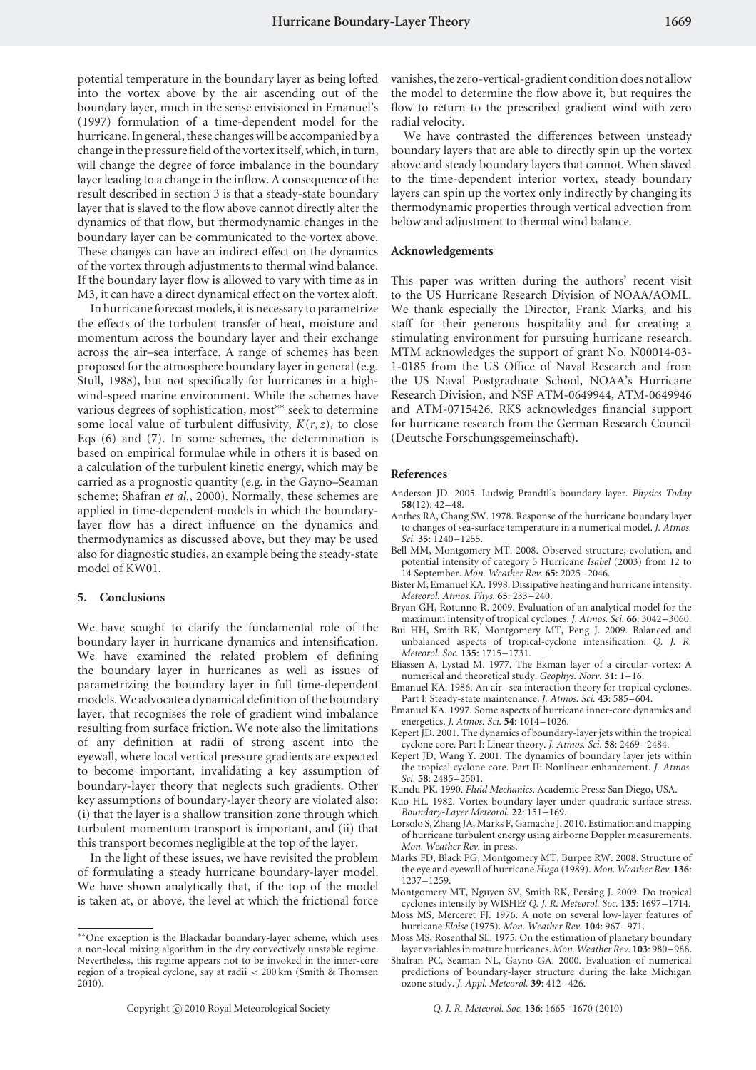potential temperature in the boundary layer as being lofted into the vortex above by the air ascending out of the boundary layer, much in the sense envisioned in Emanuel's (1997) formulation of a time-dependent model for the hurricane. In general, these changes will be accompanied by a change in the pressure field of the vortex itself, which, in turn, will change the degree of force imbalance in the boundary layer leading to a change in the inflow. A consequence of the result described in section 3 is that a steady-state boundary layer that is slaved to the flow above cannot directly alter the dynamics of that flow, but thermodynamic changes in the boundary layer can be communicated to the vortex above. These changes can have an indirect effect on the dynamics of the vortex through adjustments to thermal wind balance. If the boundary layer flow is allowed to vary with time as in M3, it can have a direct dynamical effect on the vortex aloft.

In hurricane forecast models, it is necessary to parametrize the effects of the turbulent transfer of heat, moisture and momentum across the boundary layer and their exchange across the air–sea interface. A range of schemes has been proposed for the atmosphere boundary layer in general (e.g. Stull, 1988), but not specifically for hurricanes in a high-wind-speed marine environment. While the schemes have various degrees of sophistication, most** seek to determine some local value of turbulent diffusivity, $K(r, z)$, to close Eqs (6) and (7). In some schemes, the determination is based on empirical formulae while in others it is based on a calculation of the turbulent kinetic energy, which may be carried as a prognostic quantity (e.g. in the Gayno–Seaman scheme; Shafran *et al.*, 2000). Normally, these schemes are applied in time-dependent models in which the boundary-layer flow has a direct influence on the dynamics and thermodynamics as discussed above, but they may be used also for diagnostic studies, an example being the steady-state model of KW01.

## 5. Conclusions

We have sought to clarify the fundamental role of the boundary layer in hurricane dynamics and intensification. We have examined the related problem of defining the boundary layer in hurricanes as well as issues of parametrizing the boundary layer in full time-dependent models. We advocate a dynamical definition of the boundary layer, that recognises the role of gradient wind imbalance resulting from surface friction. We note also the limitations of any definition at radii of strong ascent into the eyewall, where local vertical pressure gradients are expected to become important, invalidating a key assumption of boundary-layer theory that neglects such gradients. Other key assumptions of boundary-layer theory are violated also: (i) that the layer is a shallow transition zone through which turbulent momentum transport is important, and (ii) that this transport becomes negligible at the top of the layer.

In the light of these issues, we have revisited the problem of formulating a steady hurricane boundary-layer model. We have shown analytically that, if the top of the model is taken at, or above, the level at which the frictional force vanishes, the zero-vertical-gradient condition does not allow the model to determine the flow above it, but requires the flow to return to the prescribed gradient wind with zero radial velocity.

We have contrasted the differences between unsteady boundary layers that are able to directly spin up the vortex above and steady boundary layers that cannot. When slaved to the time-dependent interior vortex, steady boundary layers can spin up the vortex only indirectly by changing its thermodynamic properties through vertical advection from below and adjustment to thermal wind balance.

**Acknowledgements**

This paper was written during the authors' recent visit to the US Hurricane Research Division of NOAA/AOML. We thank especially the Director, Frank Marks, and his staff for their generous hospitality and for creating a stimulating environment for pursuing hurricane research. MTM acknowledges the support of grant No. N00014-03-1-0185 from the US Office of Naval Research and from the US Naval Postgraduate School, NOAA's Hurricane Research Division, and NSF ATM-0649944, ATM-0649946 and ATM-0715426. RKS acknowledges financial support for hurricane research from the German Research Council (Deutsche Forschungsgemeinschaft).

**References**

Anderson JD. 2005. Ludwig Prandtl's boundary layer. *Physics Today* **58**(12): 42–48.

Anthes RA, Chang SW. 1978. Response of the hurricane boundary layer to changes of sea-surface temperature in a numerical model. *J. Atmos. Sci.* **35**: 1240–1255.

Bell MM, Montgomery MT. 2008. Observed structure, evolution, and potential intensity of category 5 Hurricane *Isabel* (2003) from 12 to 14 September. *Mon. Weather Rev.* **65**: 2025–2046.

Bister M, Emanuel KA. 1998. Dissipative heating and hurricane intensity. *Meteorol. Atmos. Phys.* **65**: 233–240.

Bryan GH, Rotunno R. 2009. Evaluation of an analytical model for the maximum intensity of tropical cyclones. *J. Atmos. Sci.* **66**: 3042–3060.

Bui HH, Smith RK, Montgomery MT, Peng J. 2009. Balanced and unbalanced aspects of tropical-cyclone intensification. *Q. J. R. Meteorol. Soc.* **135**: 1715–1731.

Eliassen A, Lystad M. 1977. The Ekman layer of a circular vortex: A numerical and theoretical study. *Geophys. Norv.* **31**: 1–16.

Emanuel KA. 1986. An air–sea interaction theory for tropical cyclones. Part I: Steady-state maintenance. *J. Atmos. Sci.* **43**: 585–604.

Emanuel KA. 1997. Some aspects of hurricane inner-core dynamics and energetics. *J. Atmos. Sci.* **54**: 1014–1026.

Kepert JD. 2001. The dynamics of boundary-layer jets within the tropical cyclone core. Part I: Linear theory. *J. Atmos. Sci.* **58**: 2469–2484.

Kepert JD, Wang Y. 2001. The dynamics of boundary layer jets within the tropical cyclone core. Part II: Nonlinear enhancement. *J. Atmos. Sci.* **58**: 2485–2501.

Kundu PK. 1990. *Fluid Mechanics*. Academic Press: San Diego, USA.

Kuo HL. 1982. Vortex boundary layer under quadratic surface stress. *Boundary-Layer Meteorol.* **22**: 151–169.

Lorsolo S, Zhang JA, Marks F, Gamache J. 2010. Estimation and mapping of hurricane turbulent energy using airborne Doppler measurements. *Mon. Weather Rev.* in press.

Marks FD, Black PG, Montgomery MT, Burpee RW. 2008. Structure of the eye and eyewall of hurricane *Hugo* (1989). *Mon. Weather Rev.* **136**: 1237–1259.

Montgomery MT, Nguyen SV, Smith RK, Persing J. 2009. Do tropical cyclones intensify by WISHE? *Q. J. R. Meteorol. Soc.* **135**: 1697–1714.

Moss MS, Merceret FJ. 1976. A note on several low-layer features of hurricane *Eloise* (1975). *Mon. Weather Rev.* **104**: 967–971.

Moss MS, Rosenthal SL. 1975. On the estimation of planetary boundary layer variables in mature hurricanes. *Mon. Weather Rev.* **103**: 980–988.

Shafran PC, Seaman NL, Gayno GA. 2000. Evaluation of numerical predictions of boundary-layer structure during the lake Michigan ozone study. *J. Appl. Meteorol.* **39**: 412–426.

**One exception is the Blackadar boundary-layer scheme, which uses a non-local mixing algorithm in the dry convectively unstable regime. Nevertheless, this regime appears not to be invoked in the inner-core region of a tropical cyclone, say at radii < 200 km (Smith & Thomsen 2010).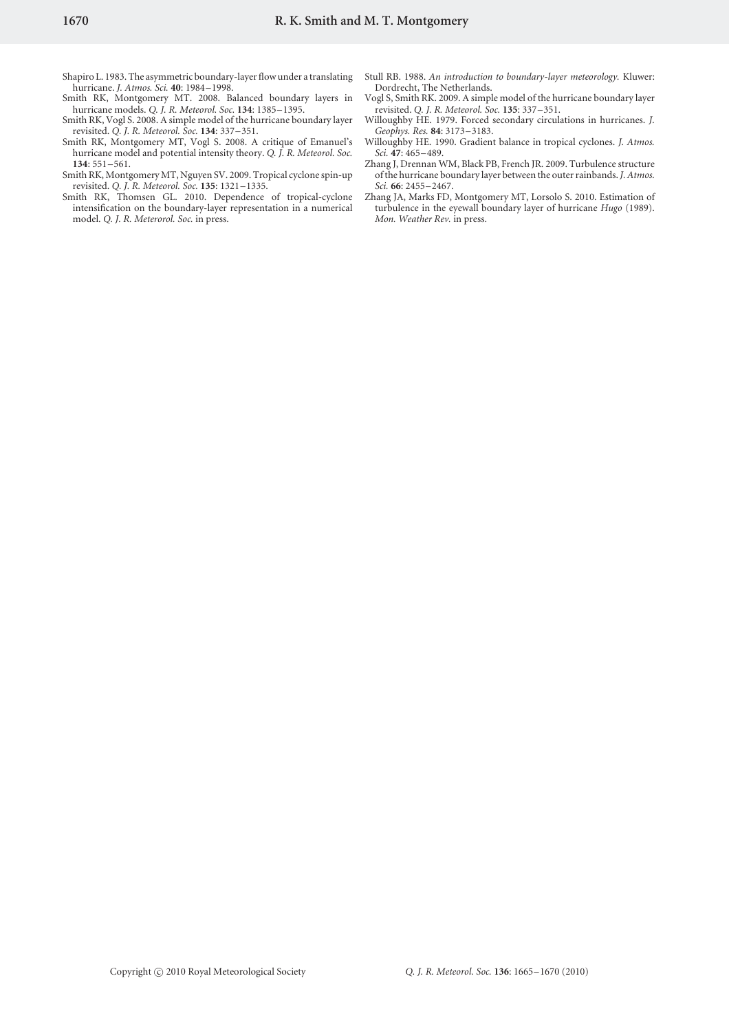Shapiro L. 1983. The asymmetric boundary-layer flow under a translating hurricane. *J. Atmos. Sci.* **40**: 1984–1998.

Smith RK, Montgomery MT. 2008. Balanced boundary layers in hurricane models. *Q. J. R. Meteorol. Soc.* **134**: 1385–1395.

Smith RK, Vogl S. 2008. A simple model of the hurricane boundary layer revisited. *Q. J. R. Meteorol. Soc.* **134**: 337–351.

Smith RK, Montgomery MT, Vogl S. 2008. A critique of Emanuel's hurricane model and potential intensity theory. *Q. J. R. Meteorol. Soc.* **134**: 551–561.

Smith RK, Montgomery MT, Nguyen SV. 2009. Tropical cyclone spin-up revisited. *Q. J. R. Meteorol. Soc.* **135**: 1321–1335.

Smith RK, Thomsen GL. 2010. Dependence of tropical-cyclone intensification on the boundary-layer representation in a numerical model. *Q. J. R. Meterorol. Soc.* in press.

Stull RB. 1988. *An introduction to boundary-layer meteorology.* Kluwer: Dordrecht, The Netherlands.

Vogl S, Smith RK. 2009. A simple model of the hurricane boundary layer revisited. *Q. J. R. Meteorol. Soc.* **135**: 337–351.

Willoughby HE. 1979. Forced secondary circulations in hurricanes. *J. Geophys. Res.* **84**: 3173–3183.

Willoughby HE. 1990. Gradient balance in tropical cyclones. *J. Atmos. Sci.* **47**: 465–489.

Zhang J, Drennan WM, Black PB, French JR. 2009. Turbulence structure of the hurricane boundary layer between the outer rainbands. *J. Atmos. Sci.* **66**: 2455–2467.

Zhang JA, Marks FD, Montgomery MT, Lorsolo S. 2010. Estimation of turbulence in the eyewall boundary layer of hurricane *Hugo* (1989). *Mon. Weather Rev.* in press.